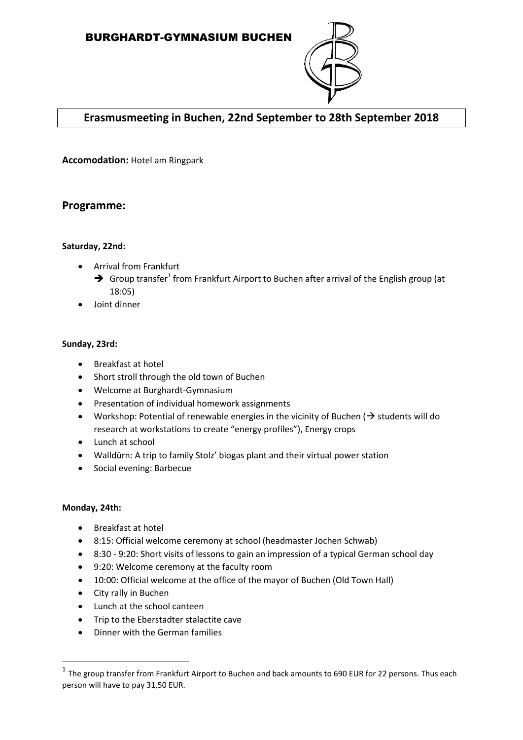# BURGHARDT-GYMNASIUM BUCHEN

## Erasmusmeeting in Buchen, 22nd September to 28th September 2018

**Accomodation:** Hotel am Ringpark

## Programme:

**Saturday, 22nd:**

- Arrival from Frankfurt
  - ➔ Group transfer[1] from Frankfurt Airport to Buchen after arrival of the English group (at 18:05)
- Joint dinner

**Sunday, 23rd:**

- Breakfast at hotel
- Short stroll through the old town of Buchen
- Welcome at Burghardt-Gymnasium
- Presentation of individual homework assignments
- Workshop: Potential of renewable energies in the vicinity of Buchen (→ students will do research at workstations to create "energy profiles"), Energy crops
- Lunch at school
- Walldürn: A trip to family Stolz' biogas plant and their virtual power station
- Social evening: Barbecue

**Monday, 24th:**

- Breakfast at hotel
- 8:15: Official welcome ceremony at school (headmaster Jochen Schwab)
- 8:30 - 9:20: Short visits of lessons to gain an impression of a typical German school day
- 9:20: Welcome ceremony at the faculty room
- 10:00: Official welcome at the office of the mayor of Buchen (Old Town Hall)
- City rally in Buchen
- Lunch at the school canteen
- Trip to the Eberstadter stalactite cave
- Dinner with the German families

[1] The group transfer from Frankfurt Airport to Buchen and back amounts to 690 EUR for 22 persons. Thus each person will have to pay 31,50 EUR.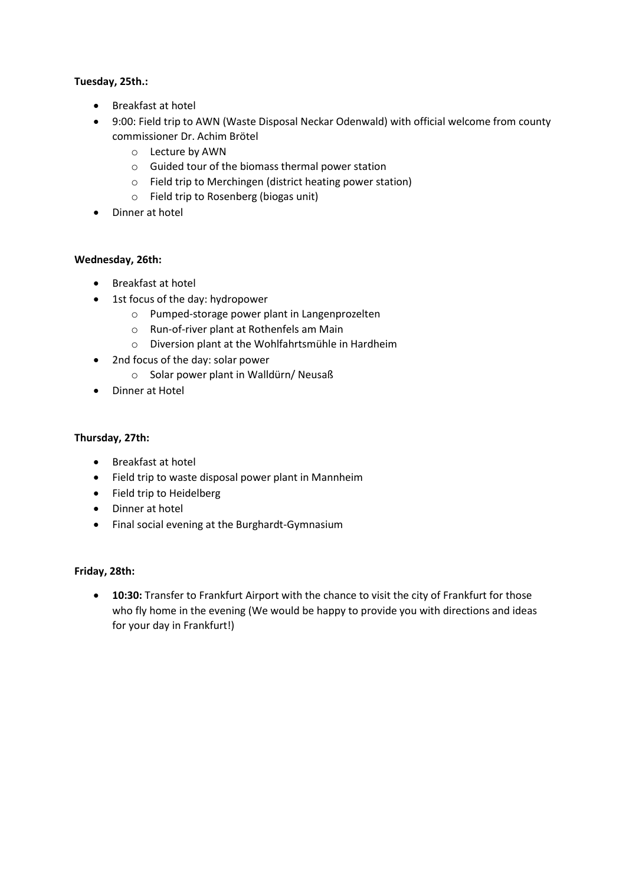**Tuesday, 25th.:**

- Breakfast at hotel
- 9:00: Field trip to AWN (Waste Disposal Neckar Odenwald) with official welcome from county commissioner Dr. Achim Brötel
    - Lecture by AWN
    - Guided tour of the biomass thermal power station
    - Field trip to Merchingen (district heating power station)
    - Field trip to Rosenberg (biogas unit)
- Dinner at hotel

**Wednesday, 26th:**

- Breakfast at hotel
- 1st focus of the day: hydropower
    - Pumped-storage power plant in Langenprozelten
    - Run-of-river plant at Rothenfels am Main
    - Diversion plant at the Wohlfahrtsmühle in Hardheim
- 2nd focus of the day: solar power
    - Solar power plant in Walldürn/ Neusaß
- Dinner at Hotel

**Thursday, 27th:**

- Breakfast at hotel
- Field trip to waste disposal power plant in Mannheim
- Field trip to Heidelberg
- Dinner at hotel
- Final social evening at the Burghardt-Gymnasium

**Friday, 28th:**

- **10:30:** Transfer to Frankfurt Airport with the chance to visit the city of Frankfurt for those who fly home in the evening (We would be happy to provide you with directions and ideas for your day in Frankfurt!)